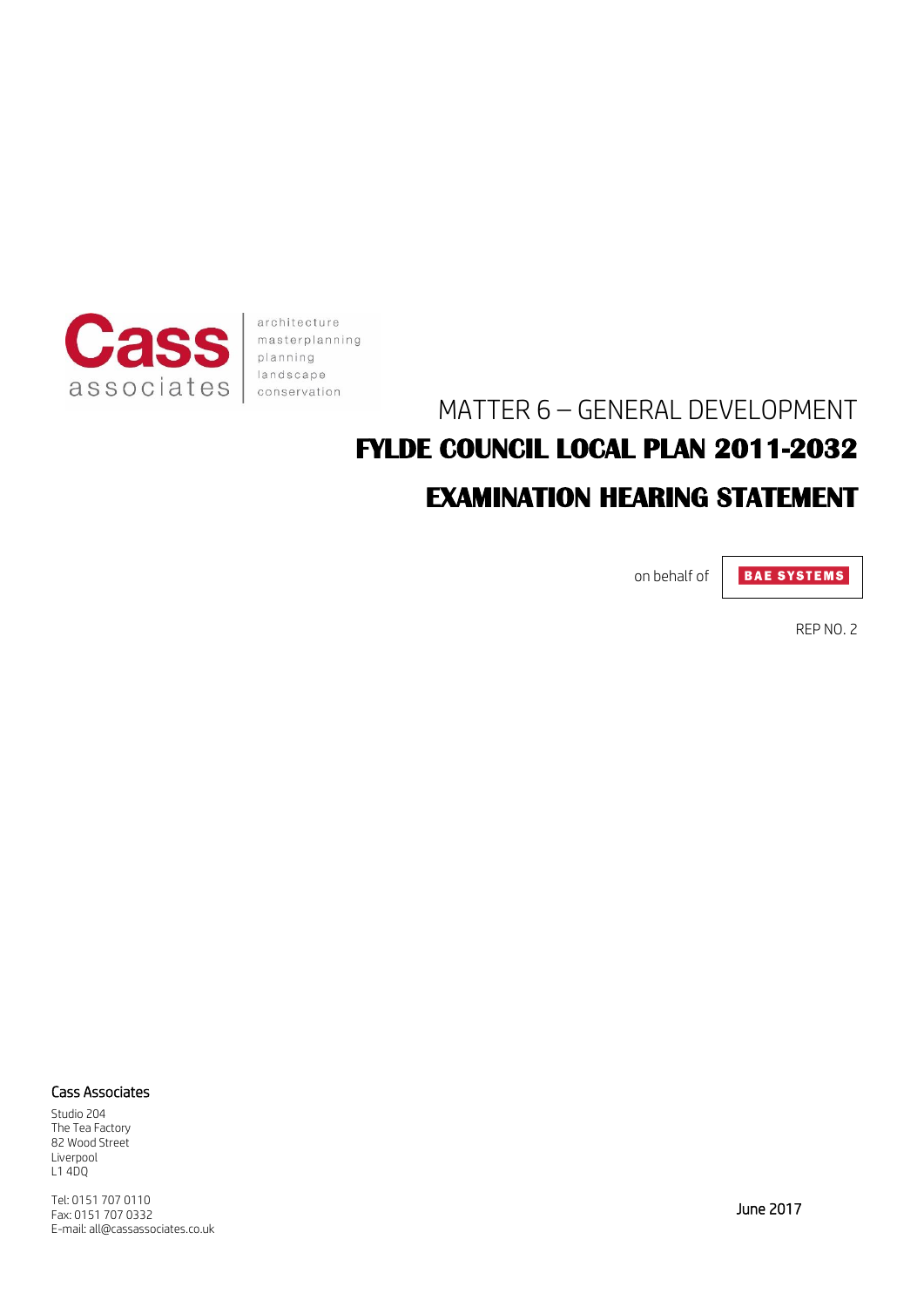Cass associates

architecture
masterplanning
planning
landscape
conservation

# MATTER 6 – GENERAL DEVELOPMENT

# FYLDE COUNCIL LOCAL PLAN 2011-2032

# EXAMINATION HEARING STATEMENT

on behalf of BAE SYSTEMS

REP NO. 2

**Cass Associates**

Studio 204
The Tea Factory
82 Wood Street
Liverpool
L1 4DQ

Tel: 0151 707 0110
Fax: 0151 707 0332
E-mail: all@cassassociates.co.uk

June 2017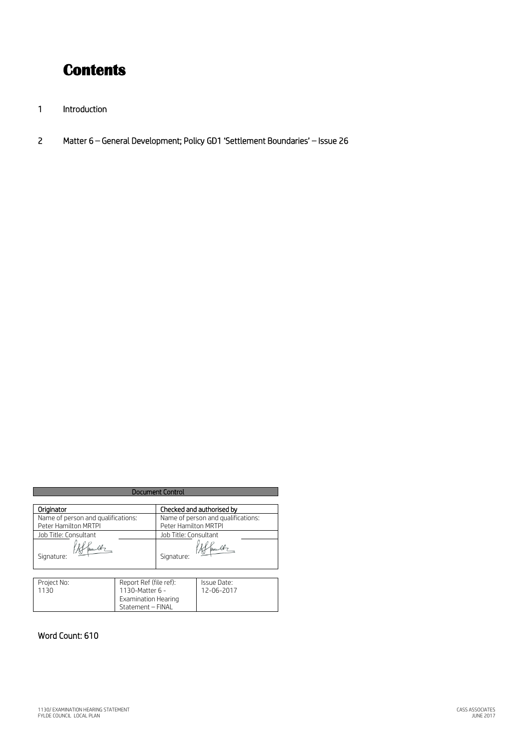# Contents

1 Introduction

2 Matter 6 – General Development; Policy GD1 'Settlement Boundaries' – Issue 26

| Document Control | |
|---|---|
| **Originator** | **Checked and authorised by** |
| Name of person and qualifications: Peter Hamilton MRTPI | Name of person and qualifications: Peter Hamilton MRTPI |
| Job Title: Consultant | Job Title: Consultant |
| Signature: | Signature: |

| Project No: | Report Ref (file ref): | Issue Date: |
|---|---|---|
| 1130 | 1130-Matter 6 - Examination Hearing Statement – FINAL | 12-06-2017 |

Word Count: 610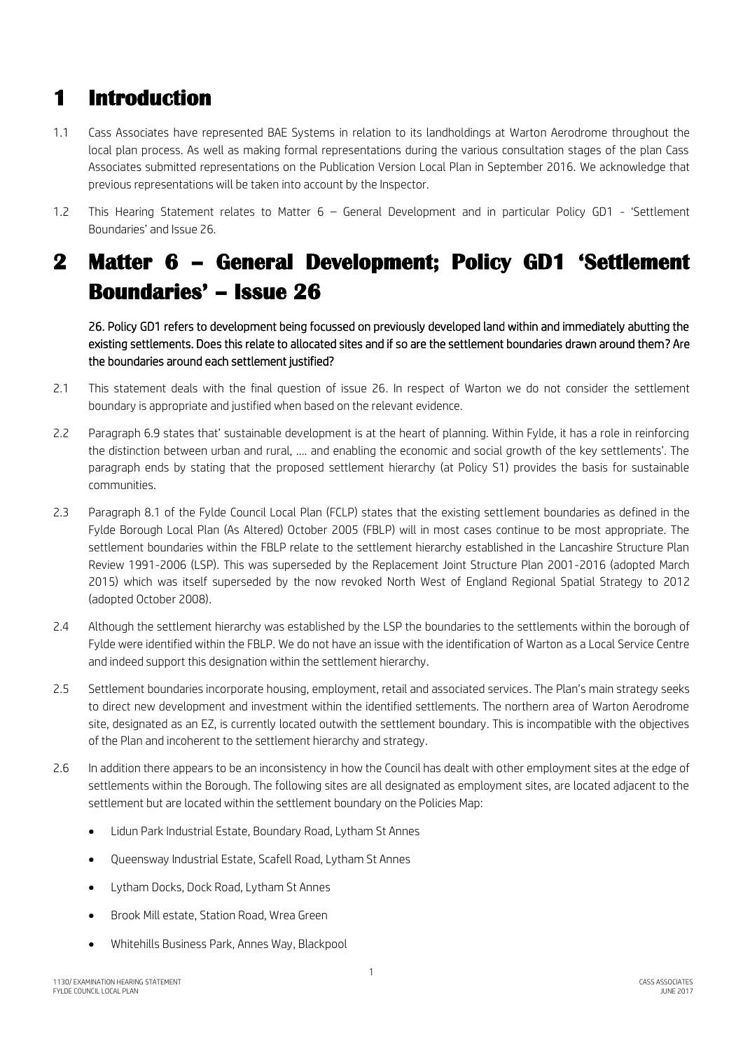# 1 Introduction

1.1 Cass Associates have represented BAE Systems in relation to its landholdings at Warton Aerodrome throughout the local plan process. As well as making formal representations during the various consultation stages of the plan Cass Associates submitted representations on the Publication Version Local Plan in September 2016. We acknowledge that previous representations will be taken into account by the Inspector.

1.2 This Hearing Statement relates to Matter 6 – General Development and in particular Policy GD1 - 'Settlement Boundaries' and Issue 26.

# 2 Matter 6 – General Development; Policy GD1 'Settlement Boundaries' – Issue 26

26. Policy GD1 refers to development being focussed on previously developed land within and immediately abutting the existing settlements. Does this relate to allocated sites and if so are the settlement boundaries drawn around them? Are the boundaries around each settlement justified?

2.1 This statement deals with the final question of issue 26. In respect of Warton we do not consider the settlement boundary is appropriate and justified when based on the relevant evidence.

2.2 Paragraph 6.9 states that' sustainable development is at the heart of planning. Within Fylde, it has a role in reinforcing the distinction between urban and rural, …. and enabling the economic and social growth of the key settlements'. The paragraph ends by stating that the proposed settlement hierarchy (at Policy S1) provides the basis for sustainable communities.

2.3 Paragraph 8.1 of the Fylde Council Local Plan (FCLP) states that the existing settlement boundaries as defined in the Fylde Borough Local Plan (As Altered) October 2005 (FBLP) will in most cases continue to be most appropriate. The settlement boundaries within the FBLP relate to the settlement hierarchy established in the Lancashire Structure Plan Review 1991-2006 (LSP). This was superseded by the Replacement Joint Structure Plan 2001-2016 (adopted March 2015) which was itself superseded by the now revoked North West of England Regional Spatial Strategy to 2012 (adopted October 2008).

2.4 Although the settlement hierarchy was established by the LSP the boundaries to the settlements within the borough of Fylde were identified within the FBLP. We do not have an issue with the identification of Warton as a Local Service Centre and indeed support this designation within the settlement hierarchy.

2.5 Settlement boundaries incorporate housing, employment, retail and associated services. The Plan's main strategy seeks to direct new development and investment within the identified settlements. The northern area of Warton Aerodrome site, designated as an EZ, is currently located outwith the settlement boundary. This is incompatible with the objectives of the Plan and incoherent to the settlement hierarchy and strategy.

2.6 In addition there appears to be an inconsistency in how the Council has dealt with other employment sites at the edge of settlements within the Borough. The following sites are all designated as employment sites, are located adjacent to the settlement but are located within the settlement boundary on the Policies Map:

- Lidun Park Industrial Estate, Boundary Road, Lytham St Annes
- Queensway Industrial Estate, Scafell Road, Lytham St Annes
- Lytham Docks, Dock Road, Lytham St Annes
- Brook Mill estate, Station Road, Wrea Green
- Whitehills Business Park, Annes Way, Blackpool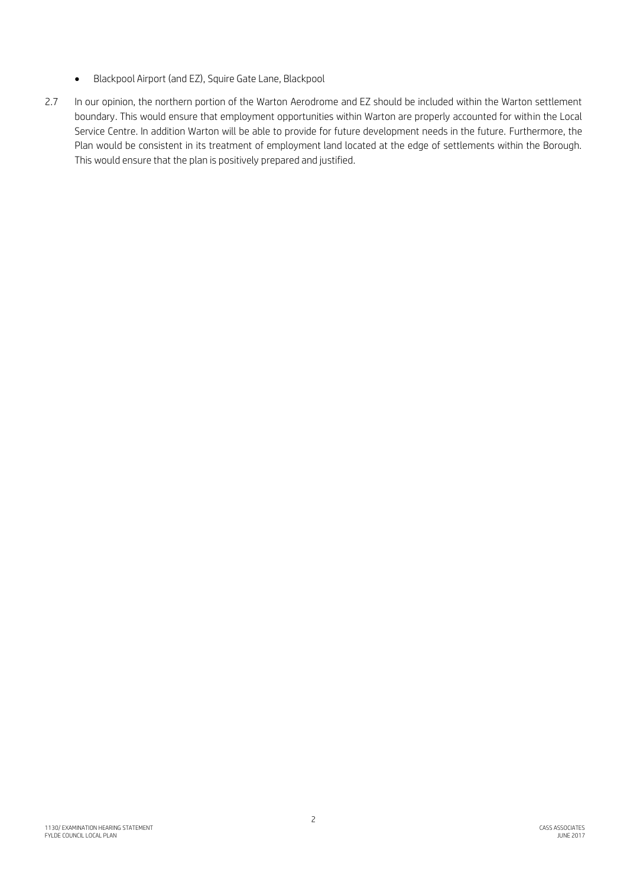- Blackpool Airport (and EZ), Squire Gate Lane, Blackpool

2.7 In our opinion, the northern portion of the Warton Aerodrome and EZ should be included within the Warton settlement boundary. This would ensure that employment opportunities within Warton are properly accounted for within the Local Service Centre. In addition Warton will be able to provide for future development needs in the future. Furthermore, the Plan would be consistent in its treatment of employment land located at the edge of settlements within the Borough. This would ensure that the plan is positively prepared and justified.